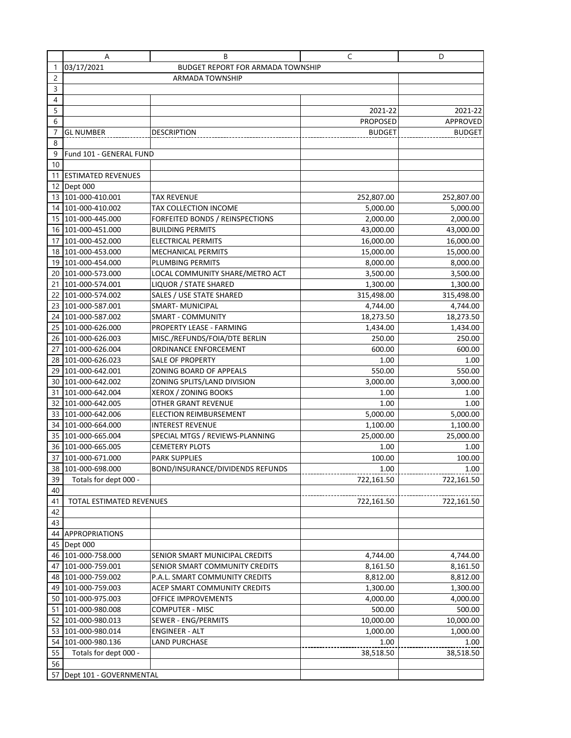| | A | B | C | D |
|---|---|---|---|---|
| 1 | 03/17/2021 | BUDGET REPORT FOR ARMADA TOWNSHIP | | |
| 2 | | ARMADA TOWNSHIP | | |
| 3 | | | | |
| 4 | | | | |
| 5 | | | 2021-22 | 2021-22 |
| 6 | | | PROPOSED | APPROVED |
| 7 | GL NUMBER | DESCRIPTION | BUDGET | BUDGET |
| 8 | | | | |
| 9 | Fund 101 - GENERAL FUND | | | |
| 10 | | | | |
| 11 | ESTIMATED REVENUES | | | |
| 12 | Dept 000 | | | |
| 13 | 101-000-410.001 | TAX REVENUE | 252,807.00 | 252,807.00 |
| 14 | 101-000-410.002 | TAX COLLECTION INCOME | 5,000.00 | 5,000.00 |
| 15 | 101-000-445.000 | FORFEITED BONDS / REINSPECTIONS | 2,000.00 | 2,000.00 |
| 16 | 101-000-451.000 | BUILDING PERMITS | 43,000.00 | 43,000.00 |
| 17 | 101-000-452.000 | ELECTRICAL PERMITS | 16,000.00 | 16,000.00 |
| 18 | 101-000-453.000 | MECHANICAL PERMITS | 15,000.00 | 15,000.00 |
| 19 | 101-000-454.000 | PLUMBING PERMITS | 8,000.00 | 8,000.00 |
| 20 | 101-000-573.000 | LOCAL COMMUNITY SHARE/METRO ACT | 3,500.00 | 3,500.00 |
| 21 | 101-000-574.001 | LIQUOR / STATE SHARED | 1,300.00 | 1,300.00 |
| 22 | 101-000-574.002 | SALES / USE STATE SHARED | 315,498.00 | 315,498.00 |
| 23 | 101-000-587.001 | SMART- MUNICIPAL | 4,744.00 | 4,744.00 |
| 24 | 101-000-587.002 | SMART - COMMUNITY | 18,273.50 | 18,273.50 |
| 25 | 101-000-626.000 | PROPERTY LEASE - FARMING | 1,434.00 | 1,434.00 |
| 26 | 101-000-626.003 | MISC./REFUNDS/FOIA/DTE BERLIN | 250.00 | 250.00 |
| 27 | 101-000-626.004 | ORDINANCE ENFORCEMENT | 600.00 | 600.00 |
| 28 | 101-000-626.023 | SALE OF PROPERTY | 1.00 | 1.00 |
| 29 | 101-000-642.001 | ZONING BOARD OF APPEALS | 550.00 | 550.00 |
| 30 | 101-000-642.002 | ZONING SPLITS/LAND DIVISION | 3,000.00 | 3,000.00 |
| 31 | 101-000-642.004 | XEROX / ZONING BOOKS | 1.00 | 1.00 |
| 32 | 101-000-642.005 | OTHER GRANT REVENUE | 1.00 | 1.00 |
| 33 | 101-000-642.006 | ELECTION REIMBURSEMENT | 5,000.00 | 5,000.00 |
| 34 | 101-000-664.000 | INTEREST REVENUE | 1,100.00 | 1,100.00 |
| 35 | 101-000-665.004 | SPECIAL MTGS / REVIEWS-PLANNING | 25,000.00 | 25,000.00 |
| 36 | 101-000-665.005 | CEMETERY PLOTS | 1.00 | 1.00 |
| 37 | 101-000-671.000 | PARK SUPPLIES | 100.00 | 100.00 |
| 38 | 101-000-698.000 | BOND/INSURANCE/DIVIDENDS REFUNDS | 1.00 | 1.00 |
| 39 | Totals for dept 000 - | | 722,161.50 | 722,161.50 |
| 40 | | | | |
| 41 | TOTAL ESTIMATED REVENUES | | 722,161.50 | 722,161.50 |
| 42 | | | | |
| 43 | | | | |
| 44 | APPROPRIATIONS | | | |
| 45 | Dept 000 | | | |
| 46 | 101-000-758.000 | SENIOR SMART MUNICIPAL CREDITS | 4,744.00 | 4,744.00 |
| 47 | 101-000-759.001 | SENIOR SMART COMMUNITY CREDITS | 8,161.50 | 8,161.50 |
| 48 | 101-000-759.002 | P.A.L. SMART COMMUNITY CREDITS | 8,812.00 | 8,812.00 |
| 49 | 101-000-759.003 | ACEP SMART COMMUNITY CREDITS | 1,300.00 | 1,300.00 |
| 50 | 101-000-975.003 | OFFICE IMPROVEMENTS | 4,000.00 | 4,000.00 |
| 51 | 101-000-980.008 | COMPUTER - MISC | 500.00 | 500.00 |
| 52 | 101-000-980.013 | SEWER - ENG/PERMITS | 10,000.00 | 10,000.00 |
| 53 | 101-000-980.014 | ENGINEER - ALT | 1,000.00 | 1,000.00 |
| 54 | 101-000-980.136 | LAND PURCHASE | 1.00 | 1.00 |
| 55 | Totals for dept 000 - | | 38,518.50 | 38,518.50 |
| 56 | | | | |
| 57 | Dept 101 - GOVERNMENTAL | | | |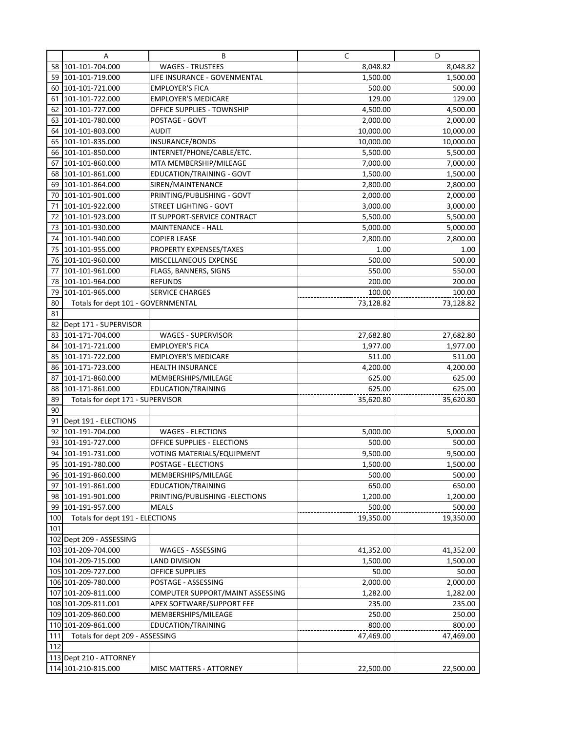| | A | B | C | D |
|---|---|---|---|---|
| 58 | 101-101-704.000 | WAGES - TRUSTEES | 8,048.82 | 8,048.82 |
| 59 | 101-101-719.000 | LIFE INSURANCE - GOVENMENTAL | 1,500.00 | 1,500.00 |
| 60 | 101-101-721.000 | EMPLOYER'S FICA | 500.00 | 500.00 |
| 61 | 101-101-722.000 | EMPLOYER'S MEDICARE | 129.00 | 129.00 |
| 62 | 101-101-727.000 | OFFICE SUPPLIES - TOWNSHIP | 4,500.00 | 4,500.00 |
| 63 | 101-101-780.000 | POSTAGE - GOVT | 2,000.00 | 2,000.00 |
| 64 | 101-101-803.000 | AUDIT | 10,000.00 | 10,000.00 |
| 65 | 101-101-835.000 | INSURANCE/BONDS | 10,000.00 | 10,000.00 |
| 66 | 101-101-850.000 | INTERNET/PHONE/CABLE/ETC. | 5,500.00 | 5,500.00 |
| 67 | 101-101-860.000 | MTA MEMBERSHIP/MILEAGE | 7,000.00 | 7,000.00 |
| 68 | 101-101-861.000 | EDUCATION/TRAINING - GOVT | 1,500.00 | 1,500.00 |
| 69 | 101-101-864.000 | SIREN/MAINTENANCE | 2,800.00 | 2,800.00 |
| 70 | 101-101-901.000 | PRINTING/PUBLISHING - GOVT | 2,000.00 | 2,000.00 |
| 71 | 101-101-922.000 | STREET LIGHTING - GOVT | 3,000.00 | 3,000.00 |
| 72 | 101-101-923.000 | IT SUPPORT-SERVICE CONTRACT | 5,500.00 | 5,500.00 |
| 73 | 101-101-930.000 | MAINTENANCE - HALL | 5,000.00 | 5,000.00 |
| 74 | 101-101-940.000 | COPIER LEASE | 2,800.00 | 2,800.00 |
| 75 | 101-101-955.000 | PROPERTY EXPENSES/TAXES | 1.00 | 1.00 |
| 76 | 101-101-960.000 | MISCELLANEOUS EXPENSE | 500.00 | 500.00 |
| 77 | 101-101-961.000 | FLAGS, BANNERS, SIGNS | 550.00 | 550.00 |
| 78 | 101-101-964.000 | REFUNDS | 200.00 | 200.00 |
| 79 | 101-101-965.000 | SERVICE CHARGES | 100.00 | 100.00 |
| 80 | Totals for dept 101 - GOVERNMENTAL | | 73,128.82 | 73,128.82 |
| 81 | | | | |
| 82 | Dept 171 - SUPERVISOR | | | |
| 83 | 101-171-704.000 | WAGES - SUPERVISOR | 27,682.80 | 27,682.80 |
| 84 | 101-171-721.000 | EMPLOYER'S FICA | 1,977.00 | 1,977.00 |
| 85 | 101-171-722.000 | EMPLOYER'S MEDICARE | 511.00 | 511.00 |
| 86 | 101-171-723.000 | HEALTH INSURANCE | 4,200.00 | 4,200.00 |
| 87 | 101-171-860.000 | MEMBERSHIPS/MILEAGE | 625.00 | 625.00 |
| 88 | 101-171-861.000 | EDUCATION/TRAINING | 625.00 | 625.00 |
| 89 | Totals for dept 171 - SUPERVISOR | | 35,620.80 | 35,620.80 |
| 90 | | | | |
| 91 | Dept 191 - ELECTIONS | | | |
| 92 | 101-191-704.000 | WAGES - ELECTIONS | 5,000.00 | 5,000.00 |
| 93 | 101-191-727.000 | OFFICE SUPPLIES - ELECTIONS | 500.00 | 500.00 |
| 94 | 101-191-731.000 | VOTING MATERIALS/EQUIPMENT | 9,500.00 | 9,500.00 |
| 95 | 101-191-780.000 | POSTAGE - ELECTIONS | 1,500.00 | 1,500.00 |
| 96 | 101-191-860.000 | MEMBERSHIPS/MILEAGE | 500.00 | 500.00 |
| 97 | 101-191-861.000 | EDUCATION/TRAINING | 650.00 | 650.00 |
| 98 | 101-191-901.000 | PRINTING/PUBLISHING -ELECTIONS | 1,200.00 | 1,200.00 |
| 99 | 101-191-957.000 | MEALS | 500.00 | 500.00 |
| 100 | Totals for dept 191 - ELECTIONS | | 19,350.00 | 19,350.00 |
| 101 | | | | |
| 102 | Dept 209 - ASSESSING | | | |
| 103 | 101-209-704.000 | WAGES - ASSESSING | 41,352.00 | 41,352.00 |
| 104 | 101-209-715.000 | LAND DIVISION | 1,500.00 | 1,500.00 |
| 105 | 101-209-727.000 | OFFICE SUPPLIES | 50.00 | 50.00 |
| 106 | 101-209-780.000 | POSTAGE - ASSESSING | 2,000.00 | 2,000.00 |
| 107 | 101-209-811.000 | COMPUTER SUPPORT/MAINT ASSESSING | 1,282.00 | 1,282.00 |
| 108 | 101-209-811.001 | APEX SOFTWARE/SUPPORT FEE | 235.00 | 235.00 |
| 109 | 101-209-860.000 | MEMBERSHIPS/MILEAGE | 250.00 | 250.00 |
| 110 | 101-209-861.000 | EDUCATION/TRAINING | 800.00 | 800.00 |
| 111 | Totals for dept 209 - ASSESSING | | 47,469.00 | 47,469.00 |
| 112 | | | | |
| 113 | Dept 210 - ATTORNEY | | | |
| 114 | 101-210-815.000 | MISC MATTERS - ATTORNEY | 22,500.00 | 22,500.00 |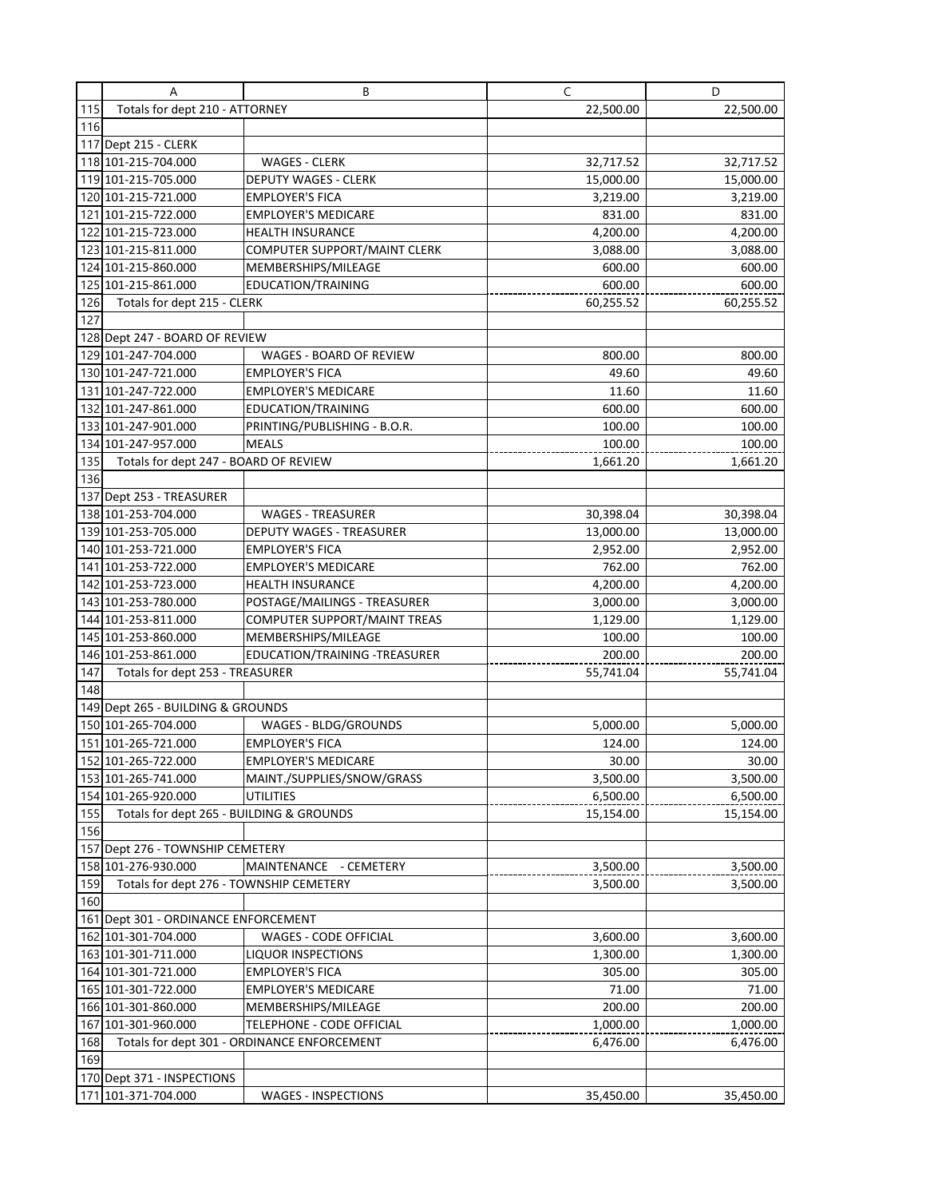| | A | B | C | D |
|---|---|---|---|---|
| 115 | Totals for dept 210 - ATTORNEY | | 22,500.00 | 22,500.00 |
| 116 | | | | |
| 117 | Dept 215 - CLERK | | | |
| 118 | 101-215-704.000 | WAGES - CLERK | 32,717.52 | 32,717.52 |
| 119 | 101-215-705.000 | DEPUTY WAGES - CLERK | 15,000.00 | 15,000.00 |
| 120 | 101-215-721.000 | EMPLOYER'S FICA | 3,219.00 | 3,219.00 |
| 121 | 101-215-722.000 | EMPLOYER'S MEDICARE | 831.00 | 831.00 |
| 122 | 101-215-723.000 | HEALTH INSURANCE | 4,200.00 | 4,200.00 |
| 123 | 101-215-811.000 | COMPUTER SUPPORT/MAINT CLERK | 3,088.00 | 3,088.00 |
| 124 | 101-215-860.000 | MEMBERSHIPS/MILEAGE | 600.00 | 600.00 |
| 125 | 101-215-861.000 | EDUCATION/TRAINING | 600.00 | 600.00 |
| 126 | Totals for dept 215 - CLERK | | 60,255.52 | 60,255.52 |
| 127 | | | | |
| 128 | Dept 247 - BOARD OF REVIEW | | | |
| 129 | 101-247-704.000 | WAGES - BOARD OF REVIEW | 800.00 | 800.00 |
| 130 | 101-247-721.000 | EMPLOYER'S FICA | 49.60 | 49.60 |
| 131 | 101-247-722.000 | EMPLOYER'S MEDICARE | 11.60 | 11.60 |
| 132 | 101-247-861.000 | EDUCATION/TRAINING | 600.00 | 600.00 |
| 133 | 101-247-901.000 | PRINTING/PUBLISHING - B.O.R. | 100.00 | 100.00 |
| 134 | 101-247-957.000 | MEALS | 100.00 | 100.00 |
| 135 | Totals for dept 247 - BOARD OF REVIEW | | 1,661.20 | 1,661.20 |
| 136 | | | | |
| 137 | Dept 253 - TREASURER | | | |
| 138 | 101-253-704.000 | WAGES - TREASURER | 30,398.04 | 30,398.04 |
| 139 | 101-253-705.000 | DEPUTY WAGES - TREASURER | 13,000.00 | 13,000.00 |
| 140 | 101-253-721.000 | EMPLOYER'S FICA | 2,952.00 | 2,952.00 |
| 141 | 101-253-722.000 | EMPLOYER'S MEDICARE | 762.00 | 762.00 |
| 142 | 101-253-723.000 | HEALTH INSURANCE | 4,200.00 | 4,200.00 |
| 143 | 101-253-780.000 | POSTAGE/MAILINGS - TREASURER | 3,000.00 | 3,000.00 |
| 144 | 101-253-811.000 | COMPUTER SUPPORT/MAINT TREAS | 1,129.00 | 1,129.00 |
| 145 | 101-253-860.000 | MEMBERSHIPS/MILEAGE | 100.00 | 100.00 |
| 146 | 101-253-861.000 | EDUCATION/TRAINING -TREASURER | 200.00 | 200.00 |
| 147 | Totals for dept 253 - TREASURER | | 55,741.04 | 55,741.04 |
| 148 | | | | |
| 149 | Dept 265 - BUILDING & GROUNDS | | | |
| 150 | 101-265-704.000 | WAGES - BLDG/GROUNDS | 5,000.00 | 5,000.00 |
| 151 | 101-265-721.000 | EMPLOYER'S FICA | 124.00 | 124.00 |
| 152 | 101-265-722.000 | EMPLOYER'S MEDICARE | 30.00 | 30.00 |
| 153 | 101-265-741.000 | MAINT./SUPPLIES/SNOW/GRASS | 3,500.00 | 3,500.00 |
| 154 | 101-265-920.000 | UTILITIES | 6,500.00 | 6,500.00 |
| 155 | Totals for dept 265 - BUILDING & GROUNDS | | 15,154.00 | 15,154.00 |
| 156 | | | | |
| 157 | Dept 276 - TOWNSHIP CEMETERY | | | |
| 158 | 101-276-930.000 | MAINTENANCE - CEMETERY | 3,500.00 | 3,500.00 |
| 159 | Totals for dept 276 - TOWNSHIP CEMETERY | | 3,500.00 | 3,500.00 |
| 160 | | | | |
| 161 | Dept 301 - ORDINANCE ENFORCEMENT | | | |
| 162 | 101-301-704.000 | WAGES - CODE OFFICIAL | 3,600.00 | 3,600.00 |
| 163 | 101-301-711.000 | LIQUOR INSPECTIONS | 1,300.00 | 1,300.00 |
| 164 | 101-301-721.000 | EMPLOYER'S FICA | 305.00 | 305.00 |
| 165 | 101-301-722.000 | EMPLOYER'S MEDICARE | 71.00 | 71.00 |
| 166 | 101-301-860.000 | MEMBERSHIPS/MILEAGE | 200.00 | 200.00 |
| 167 | 101-301-960.000 | TELEPHONE - CODE OFFICIAL | 1,000.00 | 1,000.00 |
| 168 | Totals for dept 301 - ORDINANCE ENFORCEMENT | | 6,476.00 | 6,476.00 |
| 169 | | | | |
| 170 | Dept 371 - INSPECTIONS | | | |
| 171 | 101-371-704.000 | WAGES - INSPECTIONS | 35,450.00 | 35,450.00 |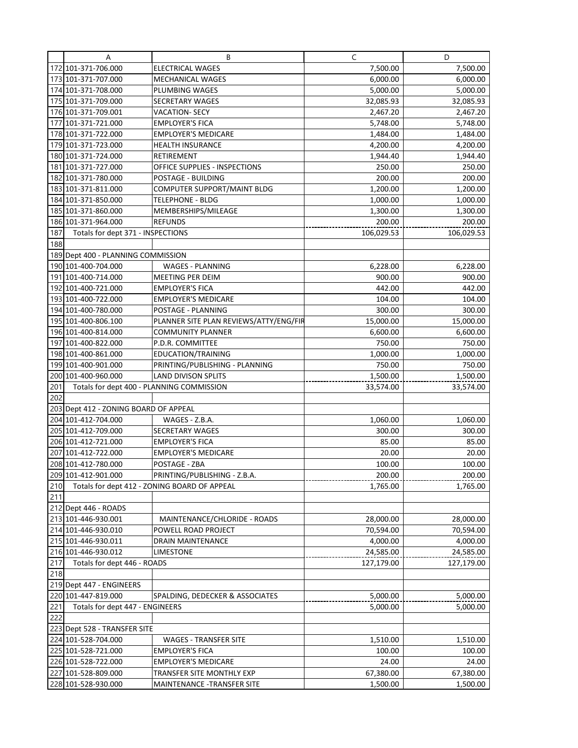| | A | B | C | D |
|---|---|---|---|---|
| 172 | 101-371-706.000 | ELECTRICAL WAGES | 7,500.00 | 7,500.00 |
| 173 | 101-371-707.000 | MECHANICAL WAGES | 6,000.00 | 6,000.00 |
| 174 | 101-371-708.000 | PLUMBING WAGES | 5,000.00 | 5,000.00 |
| 175 | 101-371-709.000 | SECRETARY WAGES | 32,085.93 | 32,085.93 |
| 176 | 101-371-709.001 | VACATION- SECY | 2,467.20 | 2,467.20 |
| 177 | 101-371-721.000 | EMPLOYER'S FICA | 5,748.00 | 5,748.00 |
| 178 | 101-371-722.000 | EMPLOYER'S MEDICARE | 1,484.00 | 1,484.00 |
| 179 | 101-371-723.000 | HEALTH INSURANCE | 4,200.00 | 4,200.00 |
| 180 | 101-371-724.000 | RETIREMENT | 1,944.40 | 1,944.40 |
| 181 | 101-371-727.000 | OFFICE SUPPLIES - INSPECTIONS | 250.00 | 250.00 |
| 182 | 101-371-780.000 | POSTAGE - BUILDING | 200.00 | 200.00 |
| 183 | 101-371-811.000 | COMPUTER SUPPORT/MAINT BLDG | 1,200.00 | 1,200.00 |
| 184 | 101-371-850.000 | TELEPHONE - BLDG | 1,000.00 | 1,000.00 |
| 185 | 101-371-860.000 | MEMBERSHIPS/MILEAGE | 1,300.00 | 1,300.00 |
| 186 | 101-371-964.000 | REFUNDS | 200.00 | 200.00 |
| 187 | Totals for dept 371 - INSPECTIONS | | 106,029.53 | 106,029.53 |
| 188 | | | | |
| 189 | Dept 400 - PLANNING COMMISSION | | | |
| 190 | 101-400-704.000 | WAGES - PLANNING | 6,228.00 | 6,228.00 |
| 191 | 101-400-714.000 | MEETING PER DEIM | 900.00 | 900.00 |
| 192 | 101-400-721.000 | EMPLOYER'S FICA | 442.00 | 442.00 |
| 193 | 101-400-722.000 | EMPLOYER'S MEDICARE | 104.00 | 104.00 |
| 194 | 101-400-780.000 | POSTAGE - PLANNING | 300.00 | 300.00 |
| 195 | 101-400-806.100 | PLANNER SITE PLAN REVIEWS/ATTY/ENG/FIR | 15,000.00 | 15,000.00 |
| 196 | 101-400-814.000 | COMMUNITY PLANNER | 6,600.00 | 6,600.00 |
| 197 | 101-400-822.000 | P.D.R. COMMITTEE | 750.00 | 750.00 |
| 198 | 101-400-861.000 | EDUCATION/TRAINING | 1,000.00 | 1,000.00 |
| 199 | 101-400-901.000 | PRINTING/PUBLISHING - PLANNING | 750.00 | 750.00 |
| 200 | 101-400-960.000 | LAND DIVISON SPLITS | 1,500.00 | 1,500.00 |
| 201 | Totals for dept 400 - PLANNING COMMISSION | | 33,574.00 | 33,574.00 |
| 202 | | | | |
| 203 | Dept 412 - ZONING BOARD OF APPEAL | | | |
| 204 | 101-412-704.000 | WAGES - Z.B.A. | 1,060.00 | 1,060.00 |
| 205 | 101-412-709.000 | SECRETARY WAGES | 300.00 | 300.00 |
| 206 | 101-412-721.000 | EMPLOYER'S FICA | 85.00 | 85.00 |
| 207 | 101-412-722.000 | EMPLOYER'S MEDICARE | 20.00 | 20.00 |
| 208 | 101-412-780.000 | POSTAGE - ZBA | 100.00 | 100.00 |
| 209 | 101-412-901.000 | PRINTING/PUBLISHING - Z.B.A. | 200.00 | 200.00 |
| 210 | Totals for dept 412 - ZONING BOARD OF APPEAL | | 1,765.00 | 1,765.00 |
| 211 | | | | |
| 212 | Dept 446 - ROADS | | | |
| 213 | 101-446-930.001 | MAINTENANCE/CHLORIDE - ROADS | 28,000.00 | 28,000.00 |
| 214 | 101-446-930.010 | POWELL ROAD PROJECT | 70,594.00 | 70,594.00 |
| 215 | 101-446-930.011 | DRAIN MAINTENANCE | 4,000.00 | 4,000.00 |
| 216 | 101-446-930.012 | LIMESTONE | 24,585.00 | 24,585.00 |
| 217 | Totals for dept 446 - ROADS | | 127,179.00 | 127,179.00 |
| 218 | | | | |
| 219 | Dept 447 - ENGINEERS | | | |
| 220 | 101-447-819.000 | SPALDING, DEDECKER & ASSOCIATES | 5,000.00 | 5,000.00 |
| 221 | Totals for dept 447 - ENGINEERS | | 5,000.00 | 5,000.00 |
| 222 | | | | |
| 223 | Dept 528 - TRANSFER SITE | | | |
| 224 | 101-528-704.000 | WAGES - TRANSFER SITE | 1,510.00 | 1,510.00 |
| 225 | 101-528-721.000 | EMPLOYER'S FICA | 100.00 | 100.00 |
| 226 | 101-528-722.000 | EMPLOYER'S MEDICARE | 24.00 | 24.00 |
| 227 | 101-528-809.000 | TRANSFER SITE MONTHLY EXP | 67,380.00 | 67,380.00 |
| 228 | 101-528-930.000 | MAINTENANCE -TRANSFER SITE | 1,500.00 | 1,500.00 |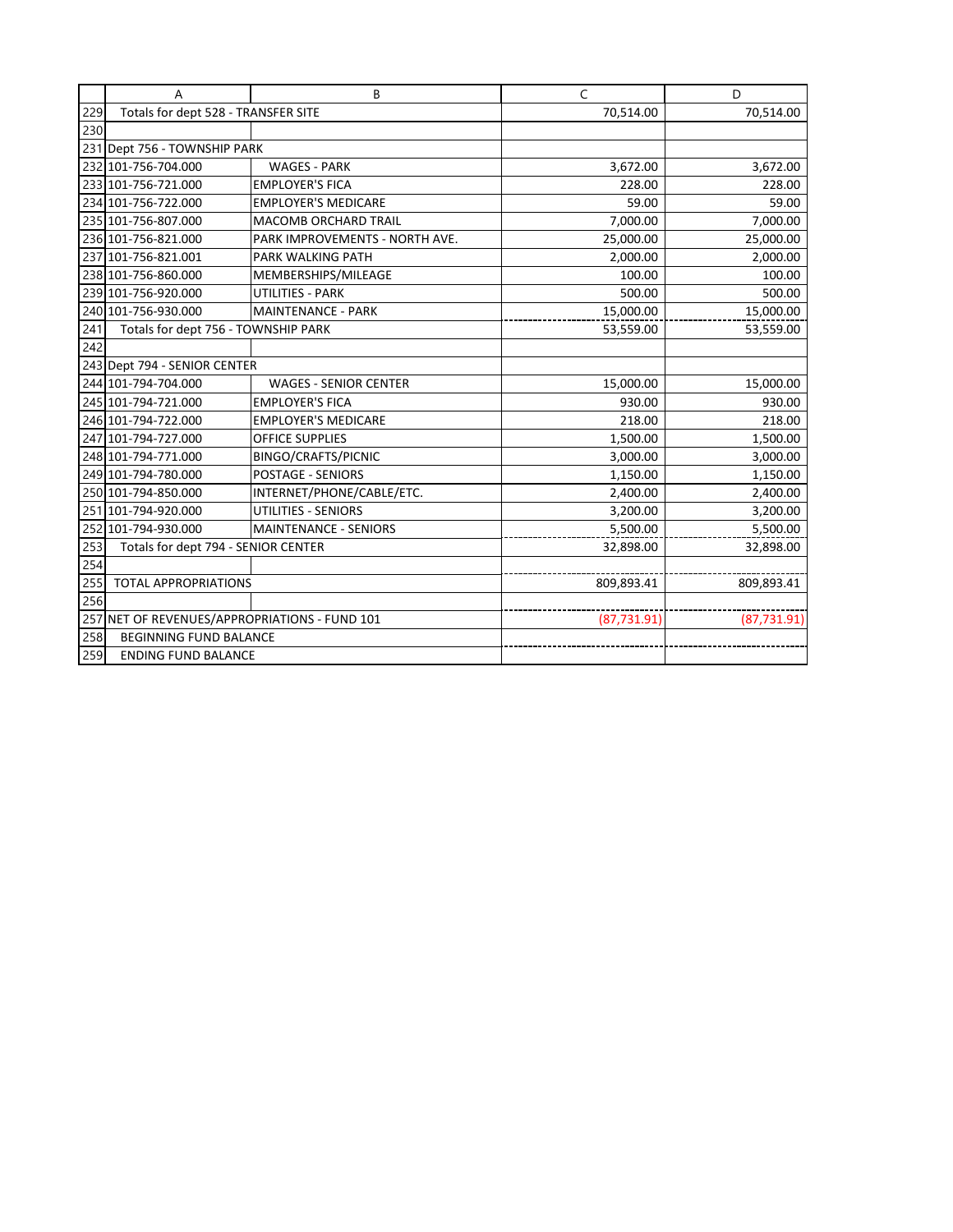| | A | B | C | D |
|---|---|---|---|---|
| 229 | Totals for dept 528 - TRANSFER SITE | | 70,514.00 | 70,514.00 |
| 230 | | | | |
| 231 | Dept 756 - TOWNSHIP PARK | | | |
| 232 | 101-756-704.000 | WAGES - PARK | 3,672.00 | 3,672.00 |
| 233 | 101-756-721.000 | EMPLOYER'S FICA | 228.00 | 228.00 |
| 234 | 101-756-722.000 | EMPLOYER'S MEDICARE | 59.00 | 59.00 |
| 235 | 101-756-807.000 | MACOMB ORCHARD TRAIL | 7,000.00 | 7,000.00 |
| 236 | 101-756-821.000 | PARK IMPROVEMENTS - NORTH AVE. | 25,000.00 | 25,000.00 |
| 237 | 101-756-821.001 | PARK WALKING PATH | 2,000.00 | 2,000.00 |
| 238 | 101-756-860.000 | MEMBERSHIPS/MILEAGE | 100.00 | 100.00 |
| 239 | 101-756-920.000 | UTILITIES - PARK | 500.00 | 500.00 |
| 240 | 101-756-930.000 | MAINTENANCE - PARK | 15,000.00 | 15,000.00 |
| 241 | Totals for dept 756 - TOWNSHIP PARK | | 53,559.00 | 53,559.00 |
| 242 | | | | |
| 243 | Dept 794 - SENIOR CENTER | | | |
| 244 | 101-794-704.000 | WAGES - SENIOR CENTER | 15,000.00 | 15,000.00 |
| 245 | 101-794-721.000 | EMPLOYER'S FICA | 930.00 | 930.00 |
| 246 | 101-794-722.000 | EMPLOYER'S MEDICARE | 218.00 | 218.00 |
| 247 | 101-794-727.000 | OFFICE SUPPLIES | 1,500.00 | 1,500.00 |
| 248 | 101-794-771.000 | BINGO/CRAFTS/PICNIC | 3,000.00 | 3,000.00 |
| 249 | 101-794-780.000 | POSTAGE - SENIORS | 1,150.00 | 1,150.00 |
| 250 | 101-794-850.000 | INTERNET/PHONE/CABLE/ETC. | 2,400.00 | 2,400.00 |
| 251 | 101-794-920.000 | UTILITIES - SENIORS | 3,200.00 | 3,200.00 |
| 252 | 101-794-930.000 | MAINTENANCE - SENIORS | 5,500.00 | 5,500.00 |
| 253 | Totals for dept 794 - SENIOR CENTER | | 32,898.00 | 32,898.00 |
| 254 | | | | |
| 255 | TOTAL APPROPRIATIONS | | 809,893.41 | 809,893.41 |
| 256 | | | | |
| 257 | NET OF REVENUES/APPROPRIATIONS - FUND 101 | | (87,731.91) | (87,731.91) |
| 258 | BEGINNING FUND BALANCE | | | |
| 259 | ENDING FUND BALANCE | | | |